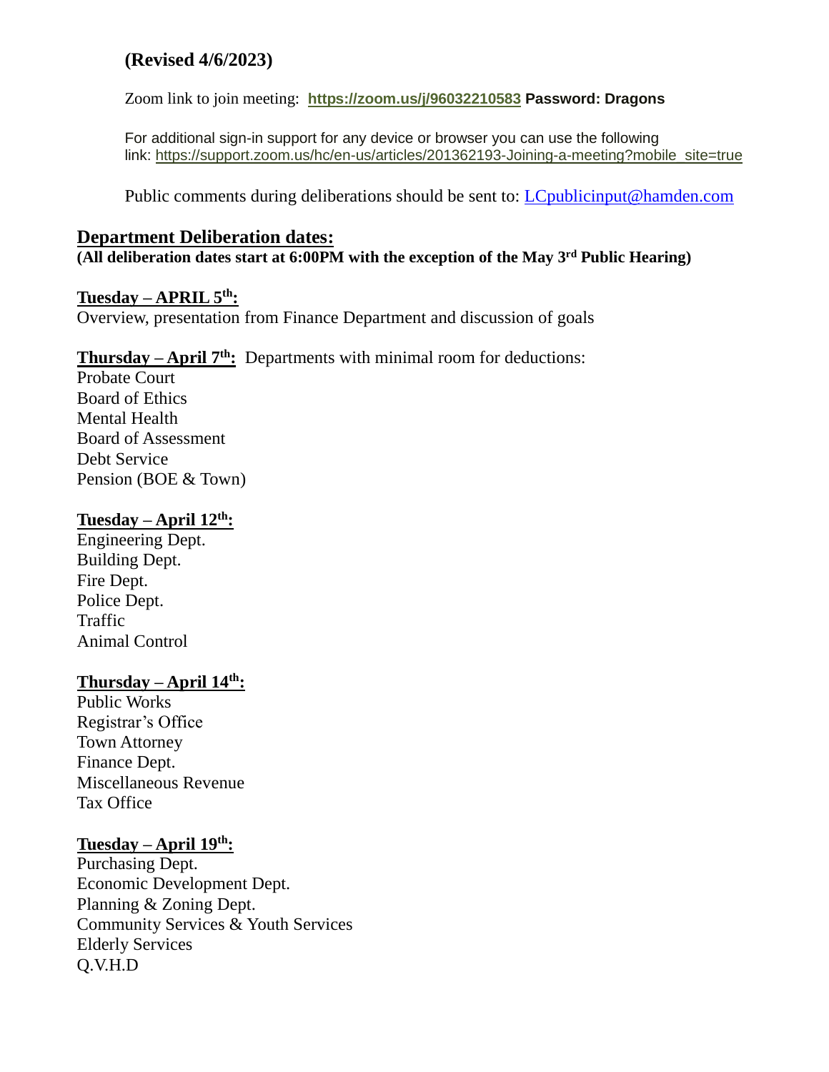## (Revised 4/6/2023)

Zoom link to join meeting: **https://zoom.us/j/96032210583 Password: Dragons**

For additional sign-in support for any device or browser you can use the following link: https://support.zoom.us/hc/en-us/articles/201362193-Joining-a-meeting?mobile_site=true

Public comments during deliberations should be sent to: LCpublicinput@hamden.com

## Department Deliberation dates:

**(All deliberation dates start at 6:00PM with the exception of the May 3rd Public Hearing)**

**Tuesday – APRIL 5th:**
Overview, presentation from Finance Department and discussion of goals

**Thursday – April 7th:** Departments with minimal room for deductions:
Probate Court
Board of Ethics
Mental Health
Board of Assessment
Debt Service
Pension (BOE & Town)

**Tuesday – April 12th:**
Engineering Dept.
Building Dept.
Fire Dept.
Police Dept.
Traffic
Animal Control

**Thursday – April 14th:**
Public Works
Registrar's Office
Town Attorney
Finance Dept.
Miscellaneous Revenue
Tax Office

**Tuesday – April 19th:**
Purchasing Dept.
Economic Development Dept.
Planning & Zoning Dept.
Community Services & Youth Services
Elderly Services
Q.V.H.D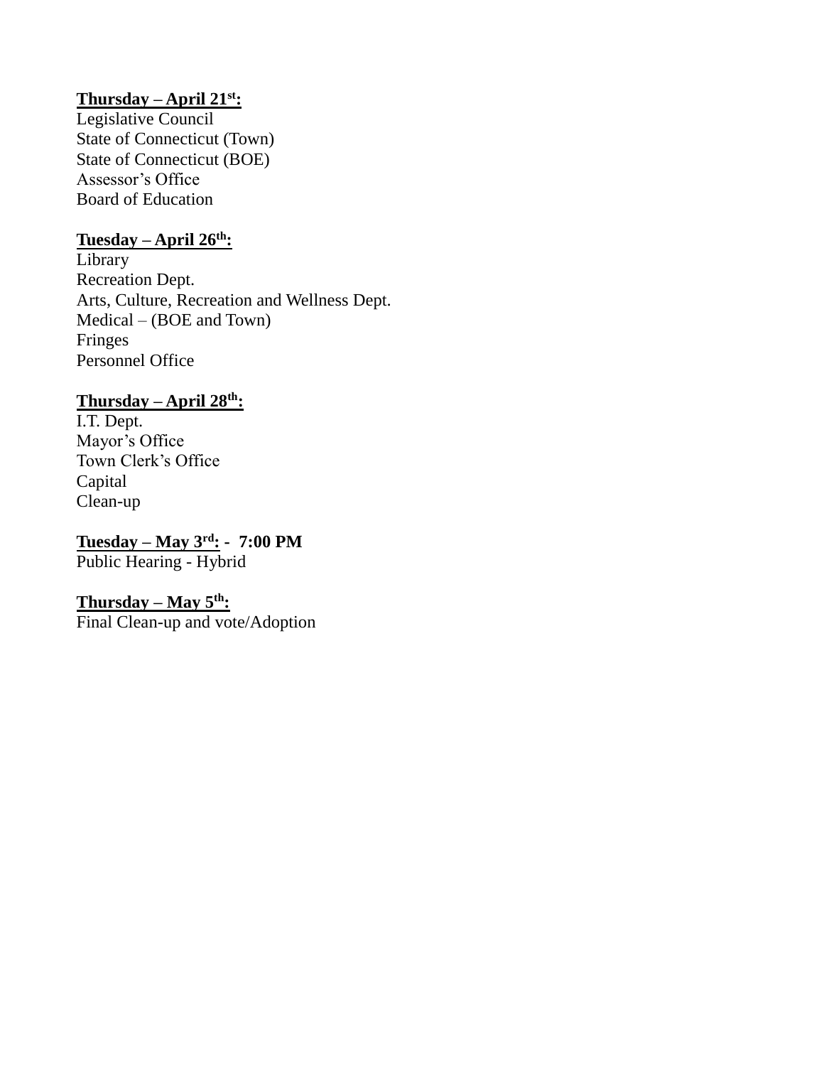**Thursday – April 21st:**
Legislative Council
State of Connecticut (Town)
State of Connecticut (BOE)
Assessor's Office
Board of Education

**Tuesday – April 26th:**
Library
Recreation Dept.
Arts, Culture, Recreation and Wellness Dept.
Medical – (BOE and Town)
Fringes
Personnel Office

**Thursday – April 28th:**
I.T. Dept.
Mayor's Office
Town Clerk's Office
Capital
Clean-up

**Tuesday – May 3rd: - 7:00 PM**
Public Hearing - Hybrid

**Thursday – May 5th:**
Final Clean-up and vote/Adoption